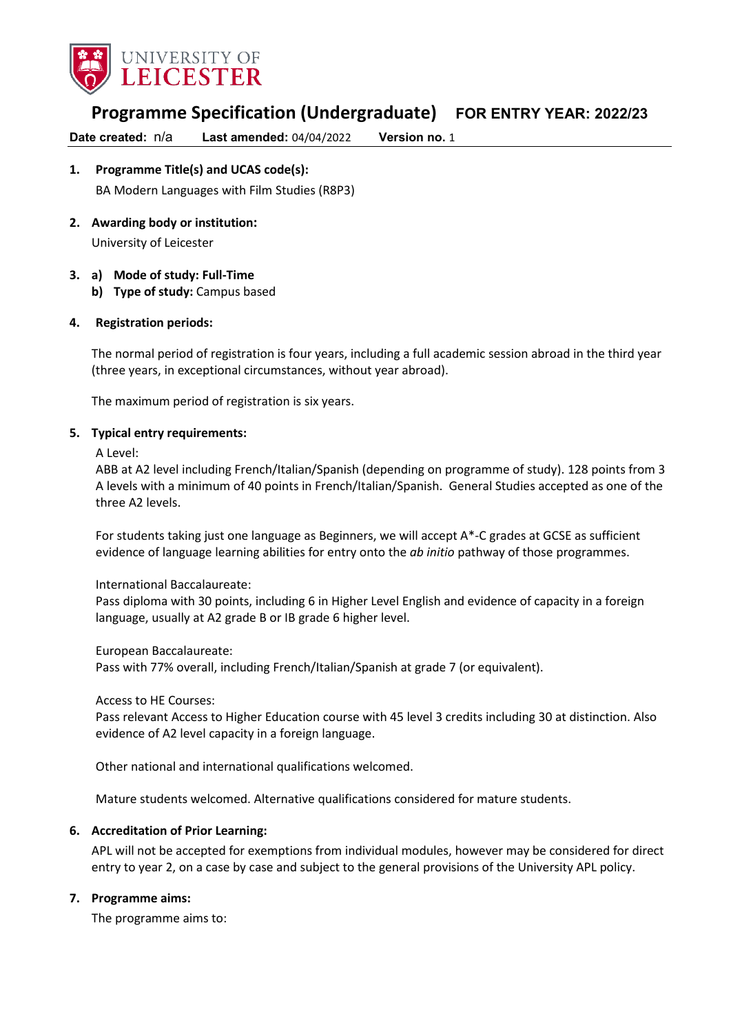UNIVERSITY OF LEICESTER

# Programme Specification (Undergraduate) FOR ENTRY YEAR: 2022/23

**Date created:** n/a **Last amended:** 04/04/2022 **Version no.** 1

## 1. Programme Title(s) and UCAS code(s):

BA Modern Languages with Film Studies (R8P3)

## 2. Awarding body or institution:

University of Leicester

## 3. a) Mode of study: Full-Time

**b) Type of study:** Campus based

## 4. Registration periods:

The normal period of registration is four years, including a full academic session abroad in the third year (three years, in exceptional circumstances, without year abroad).

The maximum period of registration is six years.

## 5. Typical entry requirements:

A Level:
ABB at A2 level including French/Italian/Spanish (depending on programme of study). 128 points from 3 A levels with a minimum of 40 points in French/Italian/Spanish. General Studies accepted as one of the three A2 levels.

For students taking just one language as Beginners, we will accept A*-C grades at GCSE as sufficient evidence of language learning abilities for entry onto the *ab initio* pathway of those programmes.

International Baccalaureate:
Pass diploma with 30 points, including 6 in Higher Level English and evidence of capacity in a foreign language, usually at A2 grade B or IB grade 6 higher level.

European Baccalaureate:
Pass with 77% overall, including French/Italian/Spanish at grade 7 (or equivalent).

Access to HE Courses:
Pass relevant Access to Higher Education course with 45 level 3 credits including 30 at distinction. Also evidence of A2 level capacity in a foreign language.

Other national and international qualifications welcomed.

Mature students welcomed. Alternative qualifications considered for mature students.

## 6. Accreditation of Prior Learning:

APL will not be accepted for exemptions from individual modules, however may be considered for direct entry to year 2, on a case by case and subject to the general provisions of the University APL policy.

## 7. Programme aims:

The programme aims to: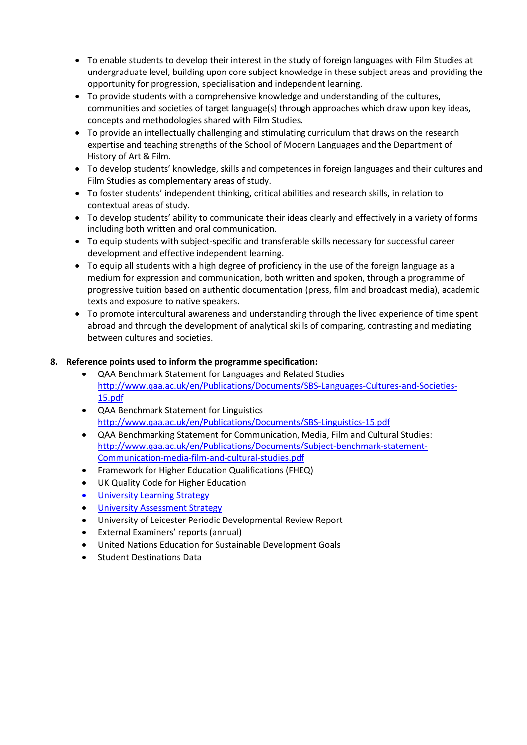- To enable students to develop their interest in the study of foreign languages with Film Studies at undergraduate level, building upon core subject knowledge in these subject areas and providing the opportunity for progression, specialisation and independent learning.
- To provide students with a comprehensive knowledge and understanding of the cultures, communities and societies of target language(s) through approaches which draw upon key ideas, concepts and methodologies shared with Film Studies.
- To provide an intellectually challenging and stimulating curriculum that draws on the research expertise and teaching strengths of the School of Modern Languages and the Department of History of Art & Film.
- To develop students' knowledge, skills and competences in foreign languages and their cultures and Film Studies as complementary areas of study.
- To foster students' independent thinking, critical abilities and research skills, in relation to contextual areas of study.
- To develop students' ability to communicate their ideas clearly and effectively in a variety of forms including both written and oral communication.
- To equip students with subject-specific and transferable skills necessary for successful career development and effective independent learning.
- To equip all students with a high degree of proficiency in the use of the foreign language as a medium for expression and communication, both written and spoken, through a programme of progressive tuition based on authentic documentation (press, film and broadcast media), academic texts and exposure to native speakers.
- To promote intercultural awareness and understanding through the lived experience of time spent abroad and through the development of analytical skills of comparing, contrasting and mediating between cultures and societies.

**8. Reference points used to inform the programme specification:**

- QAA Benchmark Statement for Languages and Related Studies [http://www.qaa.ac.uk/en/Publications/Documents/SBS-Languages-Cultures-and-Societies-15.pdf](http://www.qaa.ac.uk/en/Publications/Documents/SBS-Languages-Cultures-and-Societies-15.pdf)
- QAA Benchmark Statement for Linguistics [http://www.qaa.ac.uk/en/Publications/Documents/SBS-Linguistics-15.pdf](http://www.qaa.ac.uk/en/Publications/Documents/SBS-Linguistics-15.pdf)
- QAA Benchmarking Statement for Communication, Media, Film and Cultural Studies: [http://www.qaa.ac.uk/en/Publications/Documents/Subject-benchmark-statement-Communication-media-film-and-cultural-studies.pdf](http://www.qaa.ac.uk/en/Publications/Documents/Subject-benchmark-statement-Communication-media-film-and-cultural-studies.pdf)
- Framework for Higher Education Qualifications (FHEQ)
- UK Quality Code for Higher Education
- University Learning Strategy
- University Assessment Strategy
- University of Leicester Periodic Developmental Review Report
- External Examiners' reports (annual)
- United Nations Education for Sustainable Development Goals
- Student Destinations Data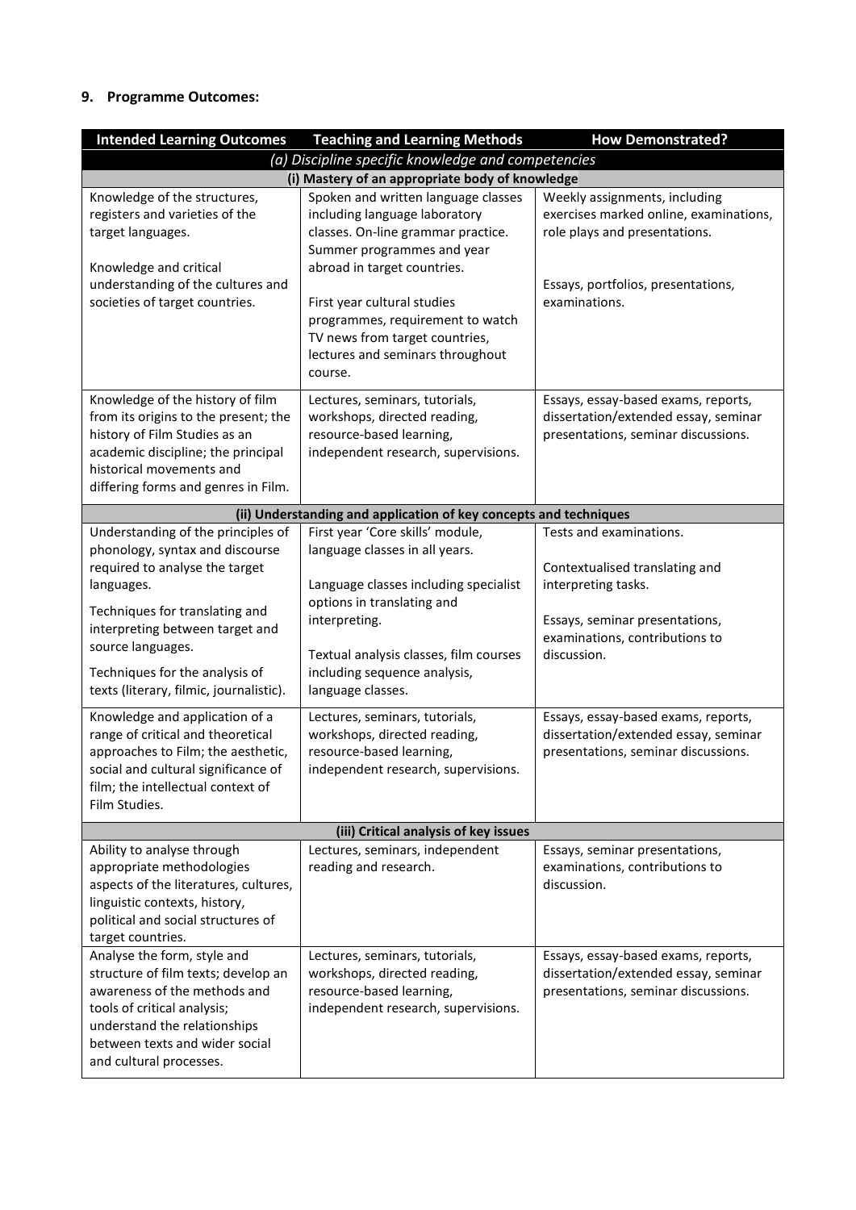## 9. Programme Outcomes:

| Intended Learning Outcomes | Teaching and Learning Methods | How Demonstrated? |
|---|---|---|
| *(a) Discipline specific knowledge and competencies* | | |
| **(i) Mastery of an appropriate body of knowledge** | | |
| Knowledge of the structures, registers and varieties of the target languages.<br><br>Knowledge and critical understanding of the cultures and societies of target countries. | Spoken and written language classes including language laboratory classes. On-line grammar practice. Summer programmes and year abroad in target countries.<br><br>First year cultural studies programmes, requirement to watch TV news from target countries, lectures and seminars throughout course. | Weekly assignments, including exercises marked online, examinations, role plays and presentations.<br><br>Essays, portfolios, presentations, examinations. |
| Knowledge of the history of film from its origins to the present; the history of Film Studies as an academic discipline; the principal historical movements and differing forms and genres in Film. | Lectures, seminars, tutorials, workshops, directed reading, resource-based learning, independent research, supervisions. | Essays, essay-based exams, reports, dissertation/extended essay, seminar presentations, seminar discussions. |
| **(ii) Understanding and application of key concepts and techniques** | | |
| Understanding of the principles of phonology, syntax and discourse required to analyse the target languages.<br><br>Techniques for translating and interpreting between target and source languages.<br><br>Techniques for the analysis of texts (literary, filmic, journalistic). | First year 'Core skills' module, language classes in all years.<br><br>Language classes including specialist options in translating and interpreting.<br><br>Textual analysis classes, film courses including sequence analysis, language classes. | Tests and examinations.<br><br>Contextualised translating and interpreting tasks.<br><br>Essays, seminar presentations, examinations, contributions to discussion. |
| Knowledge and application of a range of critical and theoretical approaches to Film; the aesthetic, social and cultural significance of film; the intellectual context of Film Studies. | Lectures, seminars, tutorials, workshops, directed reading, resource-based learning, independent research, supervisions. | Essays, essay-based exams, reports, dissertation/extended essay, seminar presentations, seminar discussions. |
| **(iii) Critical analysis of key issues** | | |
| Ability to analyse through appropriate methodologies aspects of the literatures, cultures, linguistic contexts, history, political and social structures of target countries. | Lectures, seminars, independent reading and research. | Essays, seminar presentations, examinations, contributions to discussion. |
| Analyse the form, style and structure of film texts; develop an awareness of the methods and tools of critical analysis; understand the relationships between texts and wider social and cultural processes. | Lectures, seminars, tutorials, workshops, directed reading, resource-based learning, independent research, supervisions. | Essays, essay-based exams, reports, dissertation/extended essay, seminar presentations, seminar discussions. |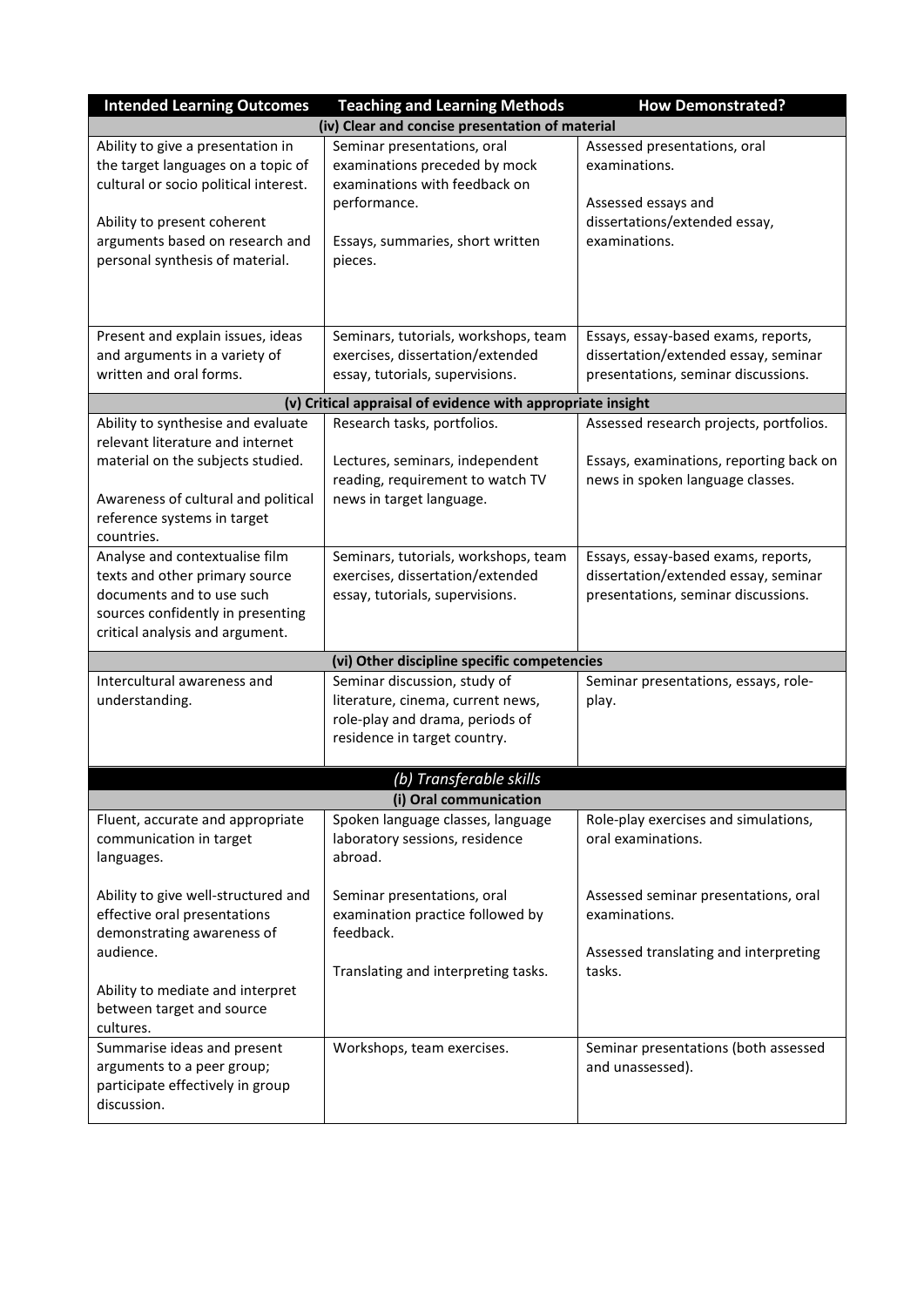| Intended Learning Outcomes | Teaching and Learning Methods | How Demonstrated? |
|---|---|---|
| **(iv) Clear and concise presentation of material** | | |
| Ability to give a presentation in the target languages on a topic of cultural or socio political interest.<br><br>Ability to present coherent arguments based on research and personal synthesis of material. | Seminar presentations, oral examinations preceded by mock examinations with feedback on performance.<br><br>Essays, summaries, short written pieces. | Assessed presentations, oral examinations.<br><br>Assessed essays and dissertations/extended essay, examinations. |
| Present and explain issues, ideas and arguments in a variety of written and oral forms. | Seminars, tutorials, workshops, team exercises, dissertation/extended essay, tutorials, supervisions. | Essays, essay-based exams, reports, dissertation/extended essay, seminar presentations, seminar discussions. |
| **(v) Critical appraisal of evidence with appropriate insight** | | |
| Ability to synthesise and evaluate relevant literature and internet material on the subjects studied.<br><br>Awareness of cultural and political reference systems in target countries. | Research tasks, portfolios.<br><br>Lectures, seminars, independent reading, requirement to watch TV news in target language. | Assessed research projects, portfolios.<br><br>Essays, examinations, reporting back on news in spoken language classes. |
| Analyse and contextualise film texts and other primary source documents and to use such sources confidently in presenting critical analysis and argument. | Seminars, tutorials, workshops, team exercises, dissertation/extended essay, tutorials, supervisions. | Essays, essay-based exams, reports, dissertation/extended essay, seminar presentations, seminar discussions. |
| **(vi) Other discipline specific competencies** | | |
| Intercultural awareness and understanding. | Seminar discussion, study of literature, cinema, current news, role-play and drama, periods of residence in target country. | Seminar presentations, essays, role-play. |
| ***(b) Transferable skills*** | | |
| **(i) Oral communication** | | |
| Fluent, accurate and appropriate communication in target languages.<br><br>Ability to give well-structured and effective oral presentations demonstrating awareness of audience.<br><br>Ability to mediate and interpret between target and source cultures. | Spoken language classes, language laboratory sessions, residence abroad.<br><br>Seminar presentations, oral examination practice followed by feedback.<br><br>Translating and interpreting tasks. | Role-play exercises and simulations, oral examinations.<br><br>Assessed seminar presentations, oral examinations.<br><br>Assessed translating and interpreting tasks. |
| Summarise ideas and present arguments to a peer group; participate effectively in group discussion. | Workshops, team exercises. | Seminar presentations (both assessed and unassessed). |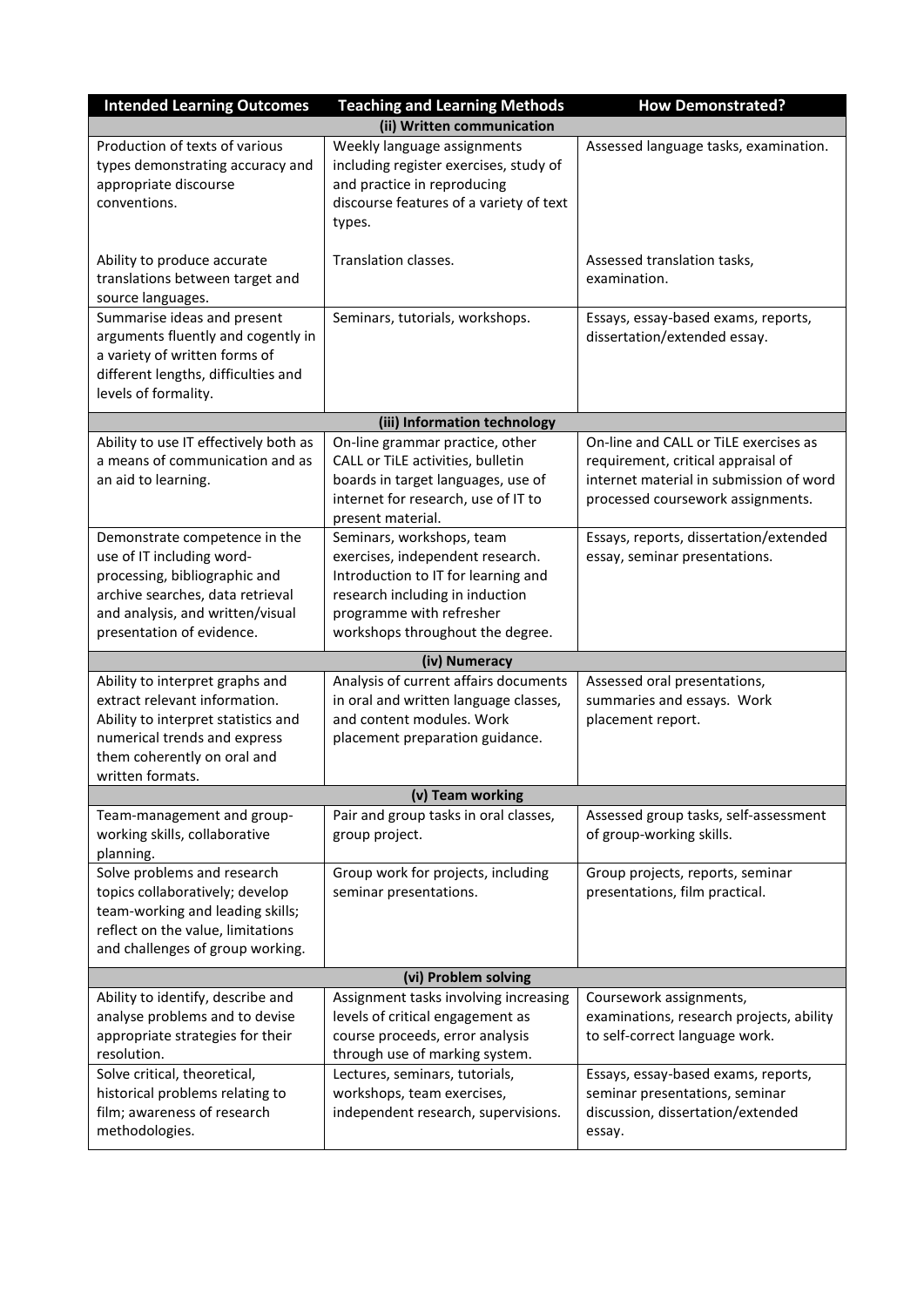| Intended Learning Outcomes | Teaching and Learning Methods | How Demonstrated? |
|---|---|---|
| **(ii) Written communication** | | |
| Production of texts of various types demonstrating accuracy and appropriate discourse conventions. | Weekly language assignments including register exercises, study of and practice in reproducing discourse features of a variety of text types. | Assessed language tasks, examination. |
| Ability to produce accurate translations between target and source languages. | Translation classes. | Assessed translation tasks, examination. |
| Summarise ideas and present arguments fluently and cogently in a variety of written forms of different lengths, difficulties and levels of formality. | Seminars, tutorials, workshops. | Essays, essay-based exams, reports, dissertation/extended essay. |
| **(iii) Information technology** | | |
| Ability to use IT effectively both as a means of communication and as an aid to learning. | On-line grammar practice, other CALL or TiLE activities, bulletin boards in target languages, use of internet for research, use of IT to present material. | On-line and CALL or TiLE exercises as requirement, critical appraisal of internet material in submission of word processed coursework assignments. |
| Demonstrate competence in the use of IT including word-processing, bibliographic and archive searches, data retrieval and analysis, and written/visual presentation of evidence. | Seminars, workshops, team exercises, independent research. Introduction to IT for learning and research including in induction programme with refresher workshops throughout the degree. | Essays, reports, dissertation/extended essay, seminar presentations. |
| **(iv) Numeracy** | | |
| Ability to interpret graphs and extract relevant information. Ability to interpret statistics and numerical trends and express them coherently on oral and written formats. | Analysis of current affairs documents in oral and written language classes, and content modules. Work placement preparation guidance. | Assessed oral presentations, summaries and essays. Work placement report. |
| **(v) Team working** | | |
| Team-management and group-working skills, collaborative planning. | Pair and group tasks in oral classes, group project. | Assessed group tasks, self-assessment of group-working skills. |
| Solve problems and research topics collaboratively; develop team-working and leading skills; reflect on the value, limitations and challenges of group working. | Group work for projects, including seminar presentations. | Group projects, reports, seminar presentations, film practical. |
| **(vi) Problem solving** | | |
| Ability to identify, describe and analyse problems and to devise appropriate strategies for their resolution. | Assignment tasks involving increasing levels of critical engagement as course proceeds, error analysis through use of marking system. | Coursework assignments, examinations, research projects, ability to self-correct language work. |
| Solve critical, theoretical, historical problems relating to film; awareness of research methodologies. | Lectures, seminars, tutorials, workshops, team exercises, independent research, supervisions. | Essays, essay-based exams, reports, seminar presentations, seminar discussion, dissertation/extended essay. |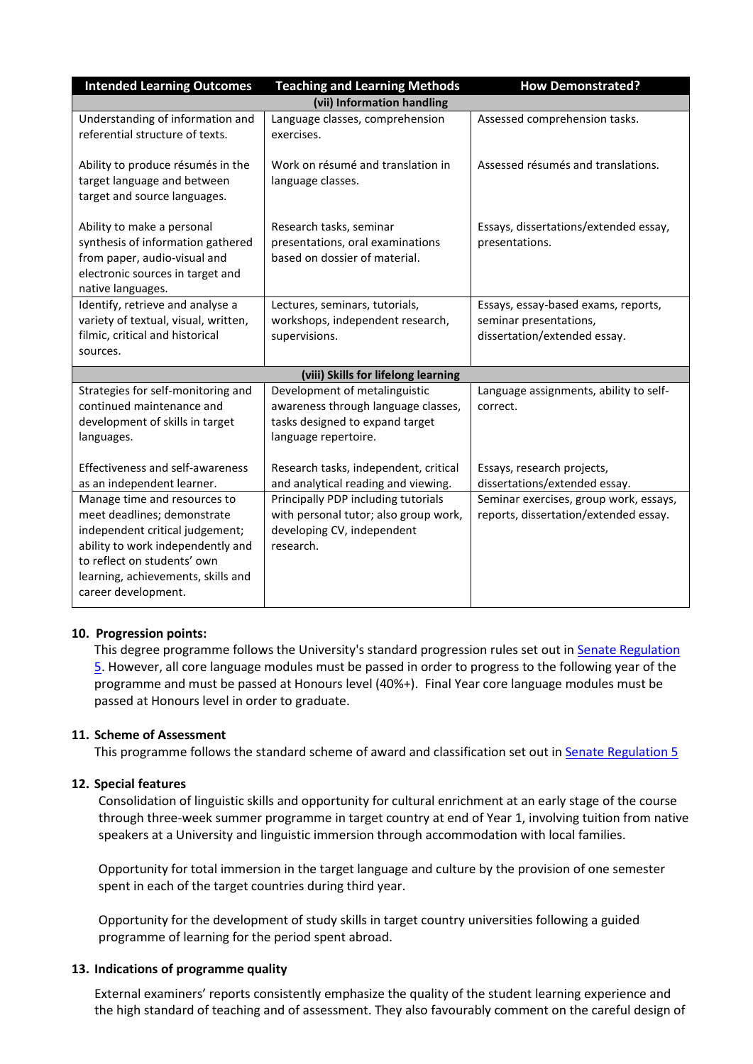| Intended Learning Outcomes | Teaching and Learning Methods | How Demonstrated? |
|---|---|---|
| **(vii) Information handling** | | |
| Understanding of information and referential structure of texts.<br><br>Ability to produce résumés in the target language and between target and source languages.<br><br>Ability to make a personal synthesis of information gathered from paper, audio-visual and electronic sources in target and native languages. | Language classes, comprehension exercises.<br><br>Work on résumé and translation in language classes.<br><br>Research tasks, seminar presentations, oral examinations based on dossier of material. | Assessed comprehension tasks.<br><br>Assessed résumés and translations.<br><br>Essays, dissertations/extended essay, presentations. |
| Identify, retrieve and analyse a variety of textual, visual, written, filmic, critical and historical sources. | Lectures, seminars, tutorials, workshops, independent research, supervisions. | Essays, essay-based exams, reports, seminar presentations, dissertation/extended essay. |
| **(viii) Skills for lifelong learning** | | |
| Strategies for self-monitoring and continued maintenance and development of skills in target languages.<br><br>Effectiveness and self-awareness as an independent learner. | Development of metalinguistic awareness through language classes, tasks designed to expand target language repertoire.<br><br>Research tasks, independent, critical and analytical reading and viewing. | Language assignments, ability to self-correct.<br><br>Essays, research projects, dissertations/extended essay. |
| Manage time and resources to meet deadlines; demonstrate independent critical judgement; ability to work independently and to reflect on students' own learning, achievements, skills and career development. | Principally PDP including tutorials with personal tutor; also group work, developing CV, independent research. | Seminar exercises, group work, essays, reports, dissertation/extended essay. |

**10. Progression points:**

This degree programme follows the University's standard progression rules set out in Senate Regulation 5. However, all core language modules must be passed in order to progress to the following year of the programme and must be passed at Honours level (40%+). Final Year core language modules must be passed at Honours level in order to graduate.

**11. Scheme of Assessment**

This programme follows the standard scheme of award and classification set out in Senate Regulation 5

**12. Special features**

Consolidation of linguistic skills and opportunity for cultural enrichment at an early stage of the course through three-week summer programme in target country at end of Year 1, involving tuition from native speakers at a University and linguistic immersion through accommodation with local families.

Opportunity for total immersion in the target language and culture by the provision of one semester spent in each of the target countries during third year.

Opportunity for the development of study skills in target country universities following a guided programme of learning for the period spent abroad.

**13. Indications of programme quality**

External examiners' reports consistently emphasize the quality of the student learning experience and the high standard of teaching and of assessment. They also favourably comment on the careful design of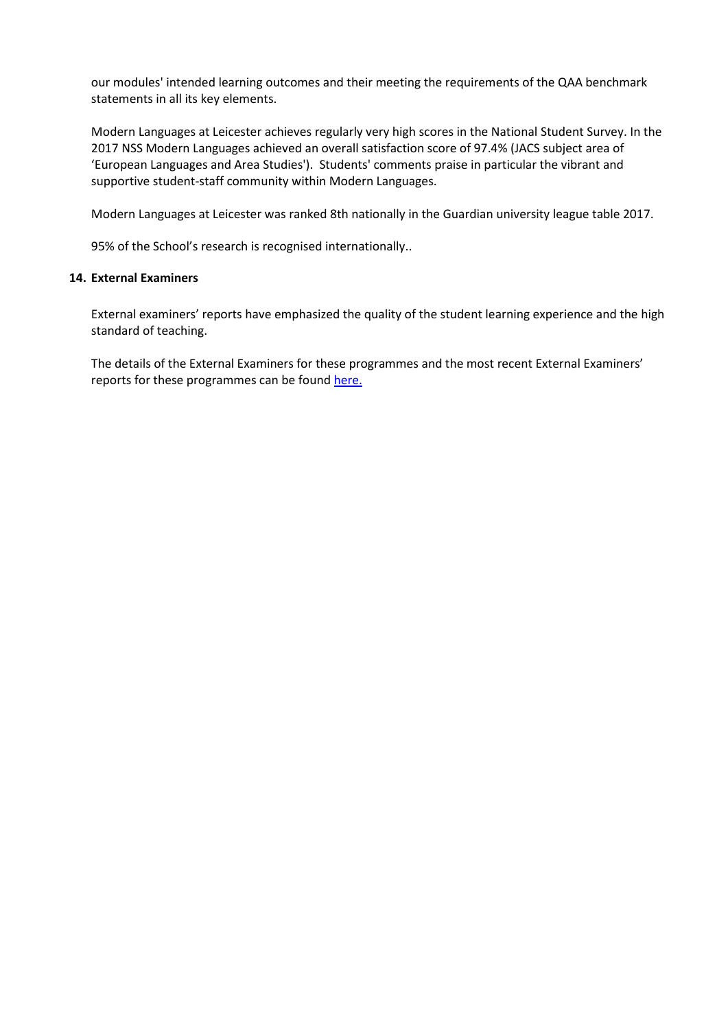our modules' intended learning outcomes and their meeting the requirements of the QAA benchmark statements in all its key elements.

Modern Languages at Leicester achieves regularly very high scores in the National Student Survey. In the 2017 NSS Modern Languages achieved an overall satisfaction score of 97.4% (JACS subject area of 'European Languages and Area Studies'). Students' comments praise in particular the vibrant and supportive student-staff community within Modern Languages.

Modern Languages at Leicester was ranked 8th nationally in the Guardian university league table 2017.

95% of the School's research is recognised internationally..

**14. External Examiners**

External examiners' reports have emphasized the quality of the student learning experience and the high standard of teaching.

The details of the External Examiners for these programmes and the most recent External Examiners' reports for these programmes can be found here.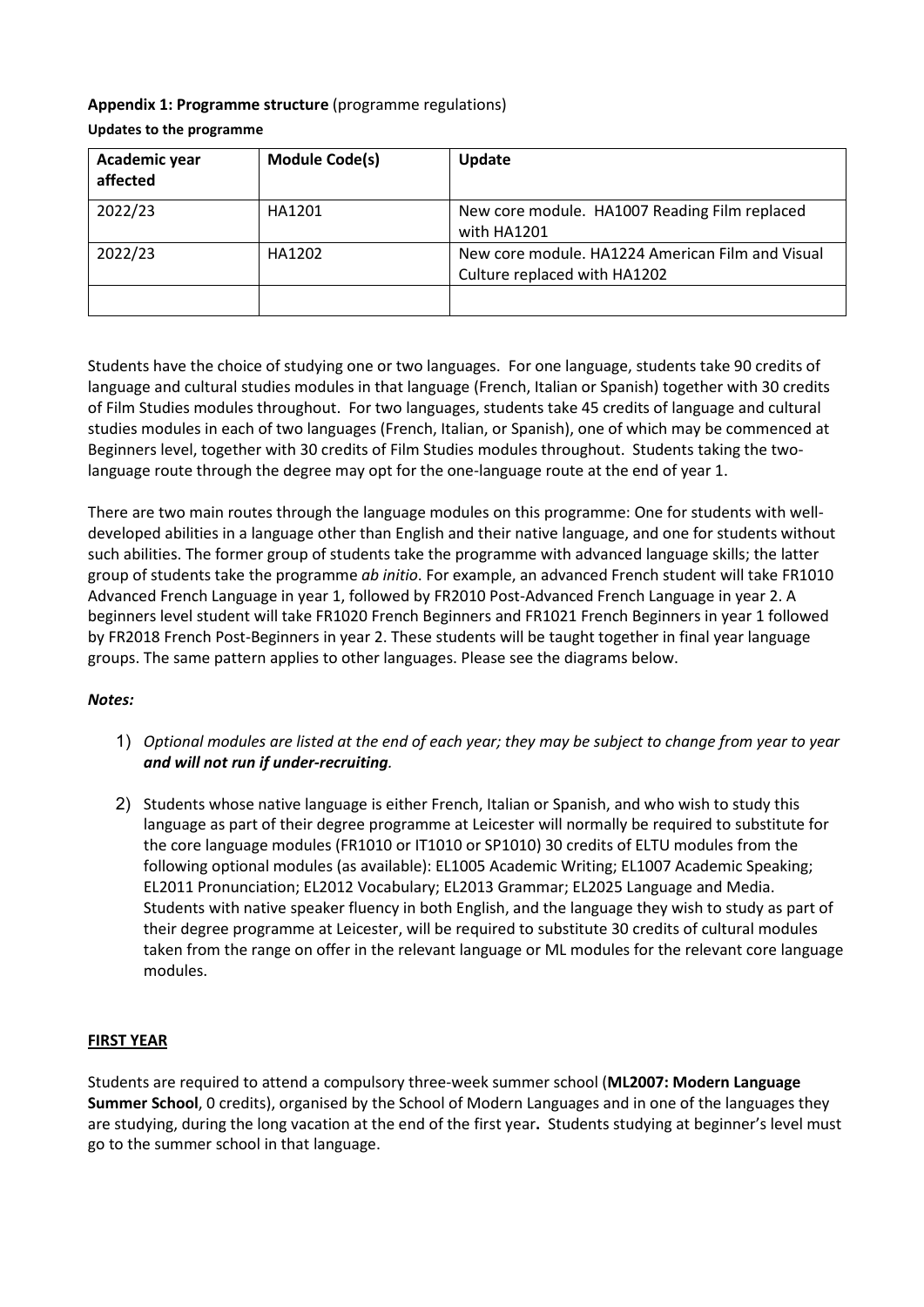**Appendix 1: Programme structure** (programme regulations)

**Updates to the programme**

| Academic year affected | Module Code(s) | Update |
|---|---|---|
| 2022/23 | HA1201 | New core module. HA1007 Reading Film replaced with HA1201 |
| 2022/23 | HA1202 | New core module. HA1224 American Film and Visual Culture replaced with HA1202 |
| | | |

Students have the choice of studying one or two languages. For one language, students take 90 credits of language and cultural studies modules in that language (French, Italian or Spanish) together with 30 credits of Film Studies modules throughout. For two languages, students take 45 credits of language and cultural studies modules in each of two languages (French, Italian, or Spanish), one of which may be commenced at Beginners level, together with 30 credits of Film Studies modules throughout. Students taking the two-language route through the degree may opt for the one-language route at the end of year 1.

There are two main routes through the language modules on this programme: One for students with well-developed abilities in a language other than English and their native language, and one for students without such abilities. The former group of students take the programme with advanced language skills; the latter group of students take the programme *ab initio*. For example, an advanced French student will take FR1010 Advanced French Language in year 1, followed by FR2010 Post-Advanced French Language in year 2. A beginners level student will take FR1020 French Beginners and FR1021 French Beginners in year 1 followed by FR2018 French Post-Beginners in year 2. These students will be taught together in final year language groups. The same pattern applies to other languages. Please see the diagrams below.

***Notes:***

1) *Optional modules are listed at the end of each year; they may be subject to change from year to year **and will not run if under-recruiting**.*
2) Students whose native language is either French, Italian or Spanish, and who wish to study this language as part of their degree programme at Leicester will normally be required to substitute for the core language modules (FR1010 or IT1010 or SP1010) 30 credits of ELTU modules from the following optional modules (as available): EL1005 Academic Writing; EL1007 Academic Speaking; EL2011 Pronunciation; EL2012 Vocabulary; EL2013 Grammar; EL2025 Language and Media. Students with native speaker fluency in both English, and the language they wish to study as part of their degree programme at Leicester, will be required to substitute 30 credits of cultural modules taken from the range on offer in the relevant language or ML modules for the relevant core language modules.

**FIRST YEAR**

Students are required to attend a compulsory three-week summer school (**ML2007: Modern Language Summer School**, 0 credits), organised by the School of Modern Languages and in one of the languages they are studying, during the long vacation at the end of the first year**.** Students studying at beginner's level must go to the summer school in that language.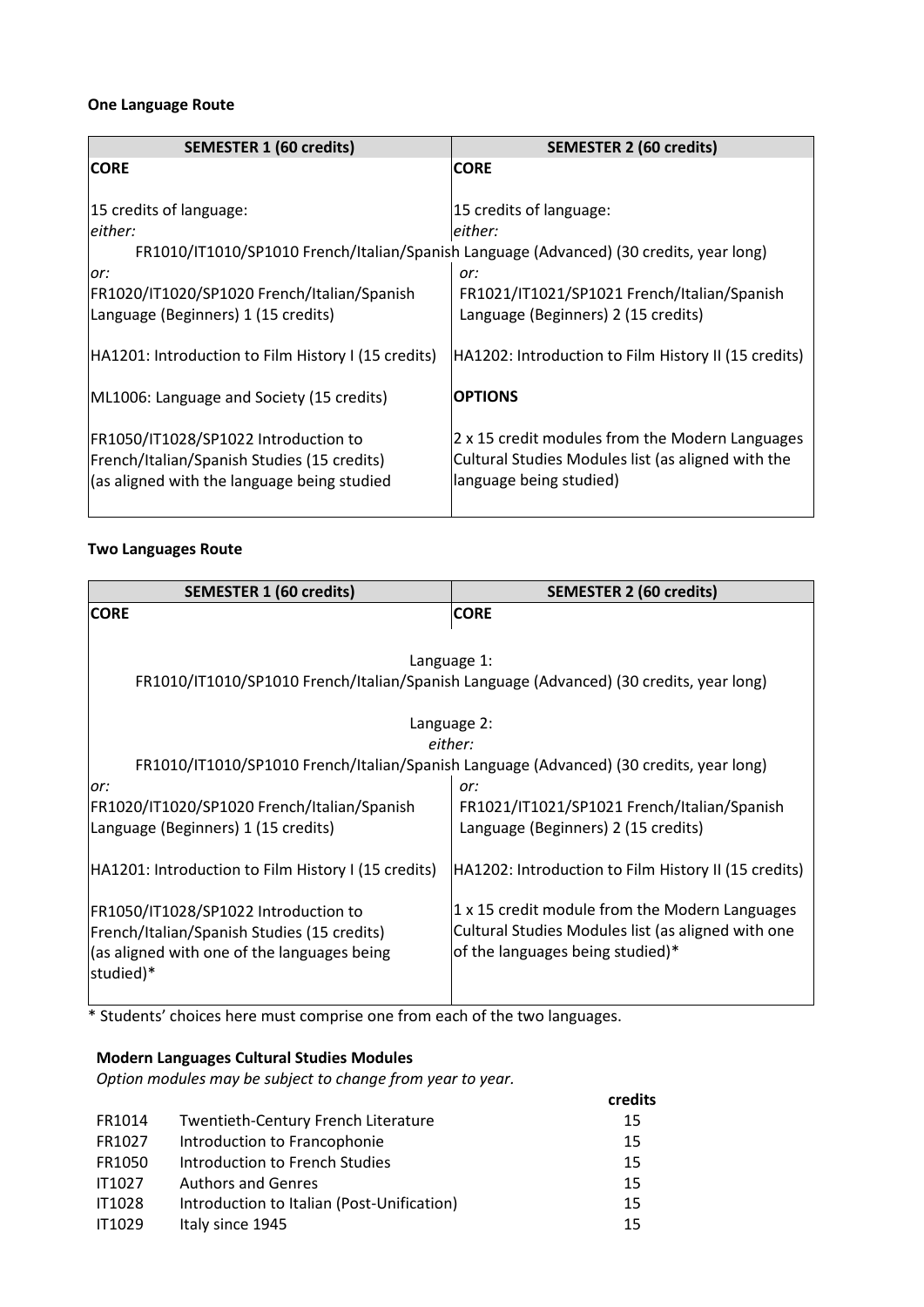**One Language Route**

| SEMESTER 1 (60 credits) | SEMESTER 2 (60 credits) |
|---|---|
| **CORE** | **CORE** |
| 15 credits of language: | 15 credits of language: |
| *either:* | *either:* |
| FR1010/IT1010/SP1010 French/Italian/Spanish Language (Advanced) (30 credits, year long) | |
| *or:* | *or:* |
| FR1020/IT1020/SP1020 French/Italian/Spanish Language (Beginners) 1 (15 credits) | FR1021/IT1021/SP1021 French/Italian/Spanish Language (Beginners) 2 (15 credits) |
| HA1201: Introduction to Film History I (15 credits) | HA1202: Introduction to Film History II (15 credits) |
| ML1006: Language and Society (15 credits) | **OPTIONS** |
| FR1050/IT1028/SP1022 Introduction to French/Italian/Spanish Studies (15 credits) (as aligned with the language being studied | 2 x 15 credit modules from the Modern Languages Cultural Studies Modules list (as aligned with the language being studied) |

**Two Languages Route**

| SEMESTER 1 (60 credits) | SEMESTER 2 (60 credits) |
|---|---|
| **CORE** | **CORE** |
| Language 1: FR1010/IT1010/SP1010 French/Italian/Spanish Language (Advanced) (30 credits, year long) | |
| Language 2: *either:* FR1010/IT1010/SP1010 French/Italian/Spanish Language (Advanced) (30 credits, year long) | |
| *or:* | *or:* |
| FR1020/IT1020/SP1020 French/Italian/Spanish Language (Beginners) 1 (15 credits) | FR1021/IT1021/SP1021 French/Italian/Spanish Language (Beginners) 2 (15 credits) |
| HA1201: Introduction to Film History I (15 credits) | HA1202: Introduction to Film History II (15 credits) |
| FR1050/IT1028/SP1022 Introduction to French/Italian/Spanish Studies (15 credits) (as aligned with one of the languages being studied)* | 1 x 15 credit module from the Modern Languages Cultural Studies Modules list (as aligned with one of the languages being studied)* |

\* Students' choices here must comprise one from each of the two languages.

**Modern Languages Cultural Studies Modules**

*Option modules may be subject to change from year to year.*

| | | credits |
|---|---|---|
| FR1014 | Twentieth-Century French Literature | 15 |
| FR1027 | Introduction to Francophonie | 15 |
| FR1050 | Introduction to French Studies | 15 |
| IT1027 | Authors and Genres | 15 |
| IT1028 | Introduction to Italian (Post-Unification) | 15 |
| IT1029 | Italy since 1945 | 15 |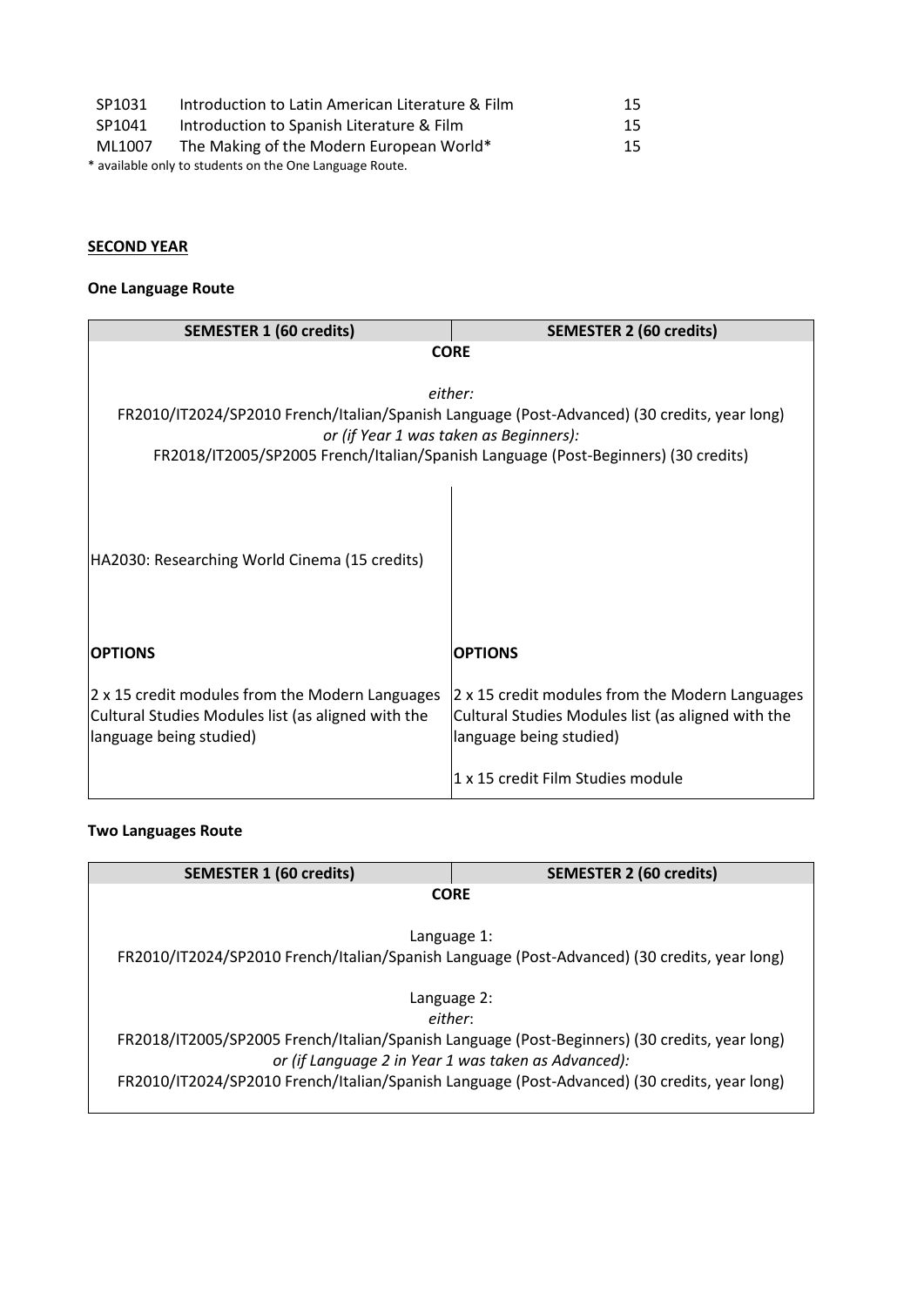| | | |
|---|---|---|
| SP1031 | Introduction to Latin American Literature & Film | 15 |
| SP1041 | Introduction to Spanish Literature & Film | 15 |
| ML1007 | The Making of the Modern European World* | 15 |

* available only to students on the One Language Route.

**SECOND YEAR**

**One Language Route**

| SEMESTER 1 (60 credits) | SEMESTER 2 (60 credits) |
|---|---|
| **CORE** *either:* FR2010/IT2024/SP2010 French/Italian/Spanish Language (Post-Advanced) (30 credits, year long) *or (if Year 1 was taken as Beginners):* FR2018/IT2005/SP2005 French/Italian/Spanish Language (Post-Beginners) (30 credits) | |
| HA2030: Researching World Cinema (15 credits) | |
| **OPTIONS** | **OPTIONS** |
| 2 x 15 credit modules from the Modern Languages Cultural Studies Modules list (as aligned with the language being studied) | 2 x 15 credit modules from the Modern Languages Cultural Studies Modules list (as aligned with the language being studied) |
| | 1 x 15 credit Film Studies module |

**Two Languages Route**

| SEMESTER 1 (60 credits) | SEMESTER 2 (60 credits) |
|---|---|
| **CORE** Language 1: FR2010/IT2024/SP2010 French/Italian/Spanish Language (Post-Advanced) (30 credits, year long) Language 2: *either*: FR2018/IT2005/SP2005 French/Italian/Spanish Language (Post-Beginners) (30 credits, year long) *or (if Language 2 in Year 1 was taken as Advanced):* FR2010/IT2024/SP2010 French/Italian/Spanish Language (Post-Advanced) (30 credits, year long) | |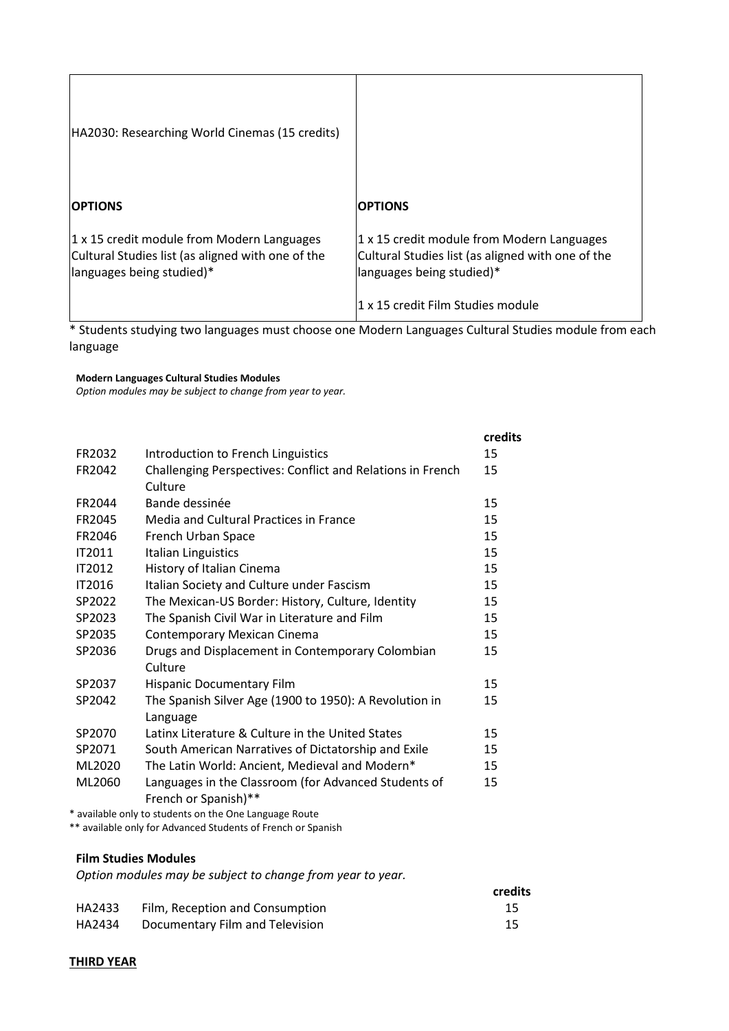| HA2030: Researching World Cinemas (15 credits) | |
|---|---|
| **OPTIONS** | **OPTIONS** |
| 1 x 15 credit module from Modern Languages Cultural Studies list (as aligned with one of the languages being studied)* | 1 x 15 credit module from Modern Languages Cultural Studies list (as aligned with one of the languages being studied)*<br><br>1 x 15 credit Film Studies module |

* Students studying two languages must choose one Modern Languages Cultural Studies module from each language

**Modern Languages Cultural Studies Modules**
*Option modules may be subject to change from year to year.*

| | | credits |
|---|---|---|
| FR2032 | Introduction to French Linguistics | 15 |
| FR2042 | Challenging Perspectives: Conflict and Relations in French Culture | 15 |
| FR2044 | Bande dessinée | 15 |
| FR2045 | Media and Cultural Practices in France | 15 |
| FR2046 | French Urban Space | 15 |
| IT2011 | Italian Linguistics | 15 |
| IT2012 | History of Italian Cinema | 15 |
| IT2016 | Italian Society and Culture under Fascism | 15 |
| SP2022 | The Mexican-US Border: History, Culture, Identity | 15 |
| SP2023 | The Spanish Civil War in Literature and Film | 15 |
| SP2035 | Contemporary Mexican Cinema | 15 |
| SP2036 | Drugs and Displacement in Contemporary Colombian Culture | 15 |
| SP2037 | Hispanic Documentary Film | 15 |
| SP2042 | The Spanish Silver Age (1900 to 1950): A Revolution in Language | 15 |
| SP2070 | Latinx Literature & Culture in the United States | 15 |
| SP2071 | South American Narratives of Dictatorship and Exile | 15 |
| ML2020 | The Latin World: Ancient, Medieval and Modern* | 15 |
| ML2060 | Languages in the Classroom (for Advanced Students of French or Spanish)** | 15 |

* available only to students on the One Language Route
** available only for Advanced Students of French or Spanish

**Film Studies Modules**
*Option modules may be subject to change from year to year.*

| | | credits |
|---|---|---|
| HA2433 | Film, Reception and Consumption | 15 |
| HA2434 | Documentary Film and Television | 15 |

**THIRD YEAR**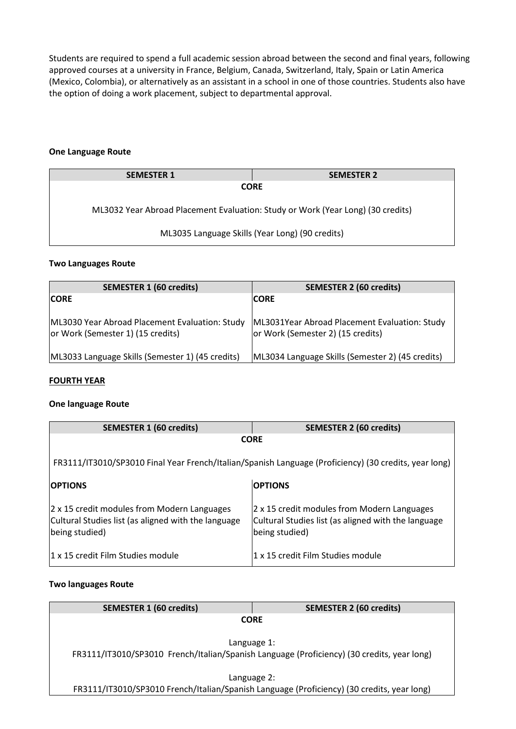Students are required to spend a full academic session abroad between the second and final years, following approved courses at a university in France, Belgium, Canada, Switzerland, Italy, Spain or Latin America (Mexico, Colombia), or alternatively as an assistant in a school in one of those countries. Students also have the option of doing a work placement, subject to departmental approval.

**One Language Route**

| SEMESTER 1 | SEMESTER 2 |
|---|---|
| **CORE** | |
| ML3032 Year Abroad Placement Evaluation: Study or Work (Year Long) (30 credits) | |
| ML3035 Language Skills (Year Long) (90 credits) | |

**Two Languages Route**

| SEMESTER 1 (60 credits) | SEMESTER 2 (60 credits) |
|---|---|
| **CORE** | **CORE** |
| ML3030 Year Abroad Placement Evaluation: Study or Work (Semester 1) (15 credits) | ML3031Year Abroad Placement Evaluation: Study or Work (Semester 2) (15 credits) |
| ML3033 Language Skills (Semester 1) (45 credits) | ML3034 Language Skills (Semester 2) (45 credits) |

## FOURTH YEAR

**One language Route**

| SEMESTER 1 (60 credits) | SEMESTER 2 (60 credits) |
|---|---|
| **CORE** | |
| FR3111/IT3010/SP3010 Final Year French/Italian/Spanish Language (Proficiency) (30 credits, year long) | |
| **OPTIONS** | **OPTIONS** |
| 2 x 15 credit modules from Modern Languages Cultural Studies list (as aligned with the language being studied) | 2 x 15 credit modules from Modern Languages Cultural Studies list (as aligned with the language being studied) |
| 1 x 15 credit Film Studies module | 1 x 15 credit Film Studies module |

**Two languages Route**

| SEMESTER 1 (60 credits) | SEMESTER 2 (60 credits) |
|---|---|
| **CORE** | |
| Language 1: FR3111/IT3010/SP3010 French/Italian/Spanish Language (Proficiency) (30 credits, year long) | |
| Language 2: FR3111/IT3010/SP3010 French/Italian/Spanish Language (Proficiency) (30 credits, year long) | |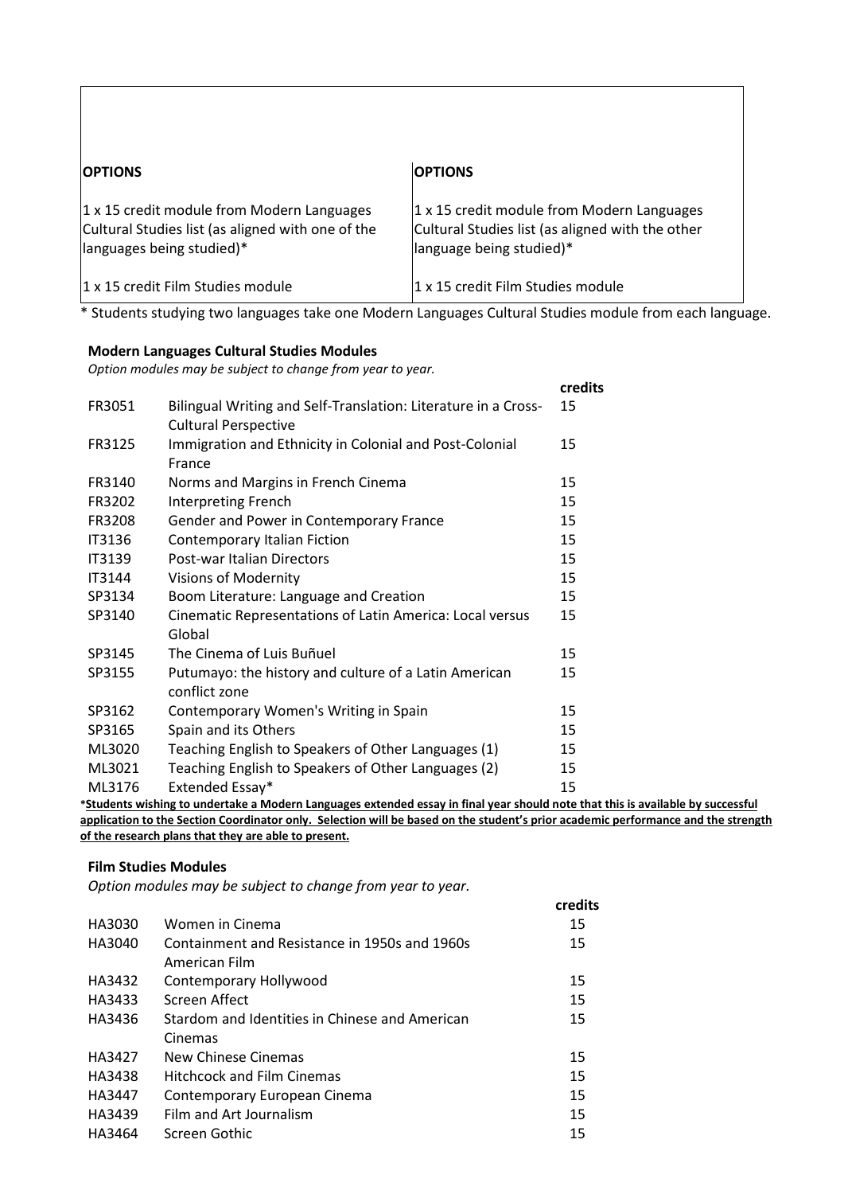| OPTIONS | OPTIONS |
| --- | --- |
| 1 x 15 credit module from Modern Languages Cultural Studies list (as aligned with one of the languages being studied)* | 1 x 15 credit module from Modern Languages Cultural Studies list (as aligned with the other language being studied)* |
| 1 x 15 credit Film Studies module | 1 x 15 credit Film Studies module |

* Students studying two languages take one Modern Languages Cultural Studies module from each language.

**Modern Languages Cultural Studies Modules**

*Option modules may be subject to change from year to year.*

| | | credits |
| --- | --- | --- |
| FR3051 | Bilingual Writing and Self-Translation: Literature in a Cross-Cultural Perspective | 15 |
| FR3125 | Immigration and Ethnicity in Colonial and Post-Colonial France | 15 |
| FR3140 | Norms and Margins in French Cinema | 15 |
| FR3202 | Interpreting French | 15 |
| FR3208 | Gender and Power in Contemporary France | 15 |
| IT3136 | Contemporary Italian Fiction | 15 |
| IT3139 | Post-war Italian Directors | 15 |
| IT3144 | Visions of Modernity | 15 |
| SP3134 | Boom Literature: Language and Creation | 15 |
| SP3140 | Cinematic Representations of Latin America: Local versus Global | 15 |
| SP3145 | The Cinema of Luis Buñuel | 15 |
| SP3155 | Putumayo: the history and culture of a Latin American conflict zone | 15 |
| SP3162 | Contemporary Women's Writing in Spain | 15 |
| SP3165 | Spain and its Others | 15 |
| ML3020 | Teaching English to Speakers of Other Languages (1) | 15 |
| ML3021 | Teaching English to Speakers of Other Languages (2) | 15 |
| ML3176 | Extended Essay* | 15 |

***Students wishing to undertake a Modern Languages extended essay in final year should note that this is available by successful application to the Section Coordinator only. Selection will be based on the student's prior academic performance and the strength of the research plans that they are able to present.**

**Film Studies Modules**

*Option modules may be subject to change from year to year.*

| | | credits |
| --- | --- | --- |
| HA3030 | Women in Cinema | 15 |
| HA3040 | Containment and Resistance in 1950s and 1960s American Film | 15 |
| HA3432 | Contemporary Hollywood | 15 |
| HA3433 | Screen Affect | 15 |
| HA3436 | Stardom and Identities in Chinese and American Cinemas | 15 |
| HA3427 | New Chinese Cinemas | 15 |
| HA3438 | Hitchcock and Film Cinemas | 15 |
| HA3447 | Contemporary European Cinema | 15 |
| HA3439 | Film and Art Journalism | 15 |
| HA3464 | Screen Gothic | 15 |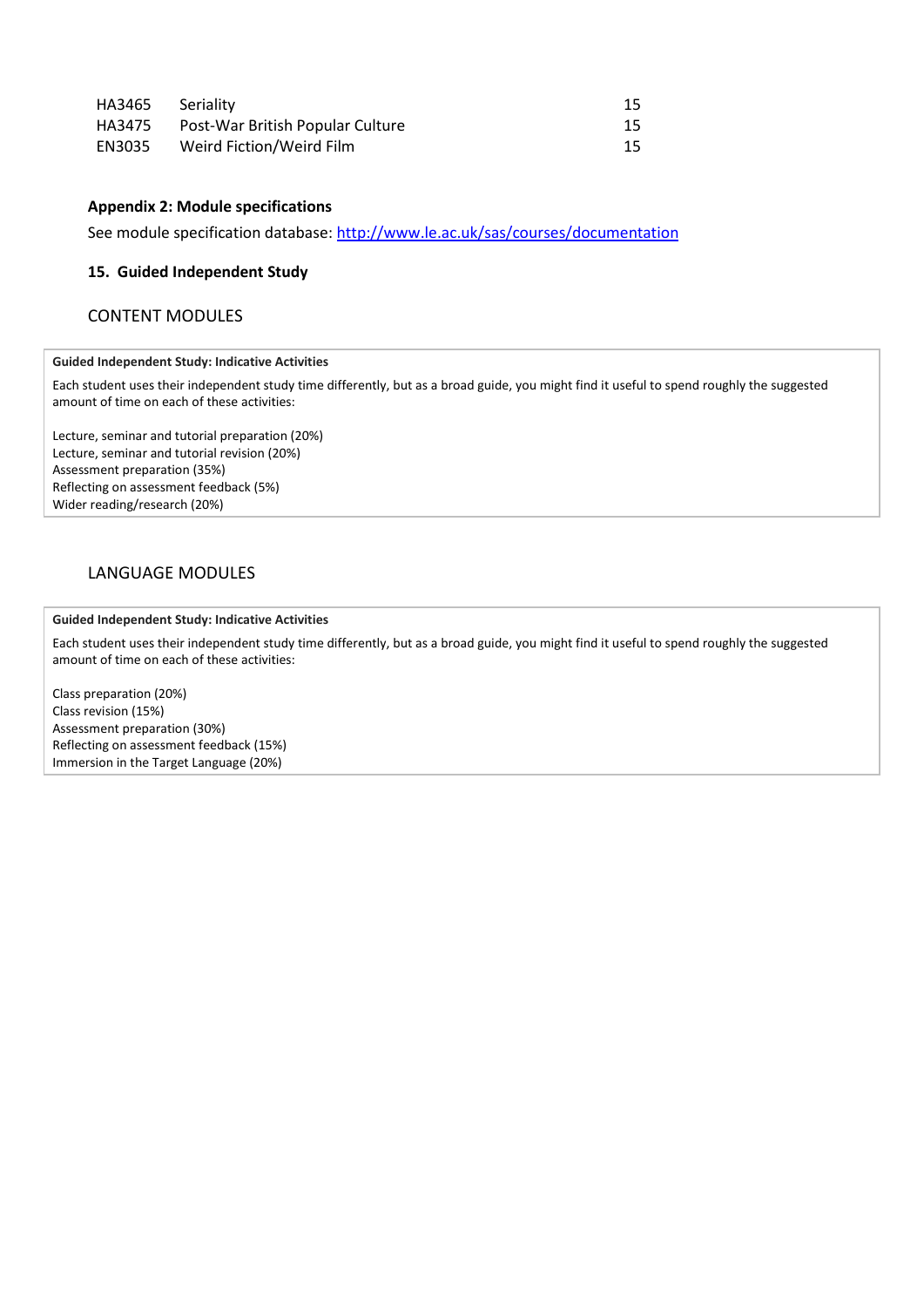| | | |
|---|---|---|
| HA3465 | Seriality | 15 |
| HA3475 | Post-War British Popular Culture | 15 |
| EN3035 | Weird Fiction/Weird Film | 15 |

**Appendix 2: Module specifications**

See module specification database: [http://www.le.ac.uk/sas/courses/documentation](http://www.le.ac.uk/sas/courses/documentation)

## 15. Guided Independent Study

CONTENT MODULES

**Guided Independent Study: Indicative Activities**

Each student uses their independent study time differently, but as a broad guide, you might find it useful to spend roughly the suggested amount of time on each of these activities:

Lecture, seminar and tutorial preparation (20%)
Lecture, seminar and tutorial revision (20%)
Assessment preparation (35%)
Reflecting on assessment feedback (5%)
Wider reading/research (20%)

LANGUAGE MODULES

**Guided Independent Study: Indicative Activities**

Each student uses their independent study time differently, but as a broad guide, you might find it useful to spend roughly the suggested amount of time on each of these activities:

Class preparation (20%)
Class revision (15%)
Assessment preparation (30%)
Reflecting on assessment feedback (15%)
Immersion in the Target Language (20%)